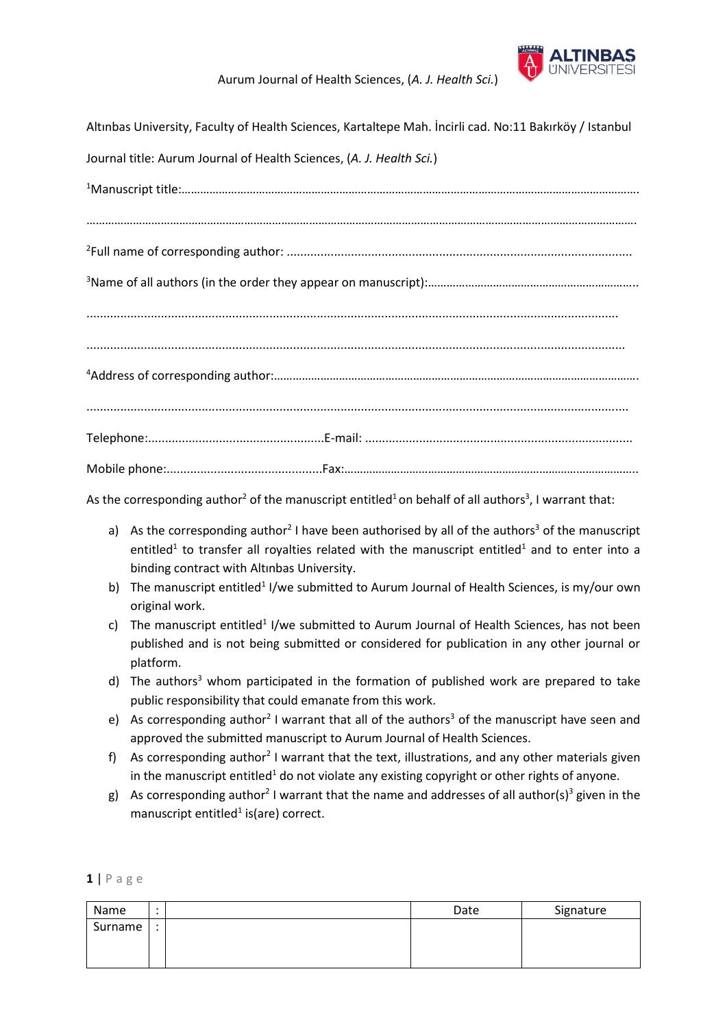Aurum Journal of Health Sciences, (*A. J. Health Sci.*)

Altınbas University, Faculty of Health Sciences, Kartaltepe Mah. İncirli cad. No:11 Bakırköy / Istanbul

Journal title: Aurum Journal of Health Sciences, (*A. J. Health Sci.*)

[1]Manuscript title:…………………………………………………………………………………………………………………………………….

……………………………………………………………………………………………………………………………………………………….

[2]Full name of corresponding author: .....................................................................................................

[3]Name of all authors (in the order they appear on manuscript):…………………………………………………………..

..........................................................................................................................................................

...........................................................................................................................................................

[4]Address of corresponding author:……………………………………………………………………………………………………….

.............................................................................................................................................................

Telephone:....................................................E-mail: ..............................................................................

Mobile phone:.............................................Fax:…………………………………………………………………………………..

As the corresponding author[2] of the manuscript entitled[1] on behalf of all authors[3], I warrant that:

a) As the corresponding author[2] I have been authorised by all of the authors[3] of the manuscript entitled[1] to transfer all royalties related with the manuscript entitled[1] and to enter into a binding contract with Altınbas University.
b) The manuscript entitled[1] I/we submitted to Aurum Journal of Health Sciences, is my/our own original work.
c) The manuscript entitled[1] I/we submitted to Aurum Journal of Health Sciences, has not been published and is not being submitted or considered for publication in any other journal or platform.
d) The authors[3] whom participated in the formation of published work are prepared to take public responsibility that could emanate from this work.
e) As corresponding author[2] I warrant that all of the authors[3] of the manuscript have seen and approved the submitted manuscript to Aurum Journal of Health Sciences.
f) As corresponding author[2] I warrant that the text, illustrations, and any other materials given in the manuscript entitled[1] do not violate any existing copyright or other rights of anyone.
g) As corresponding author[2] I warrant that the name and addresses of all author(s)[3] given in the manuscript entitled[1] is(are) correct.

| Name | : | | Date | Signature |
|---|---|---|---|---|
| Surname | : | | | |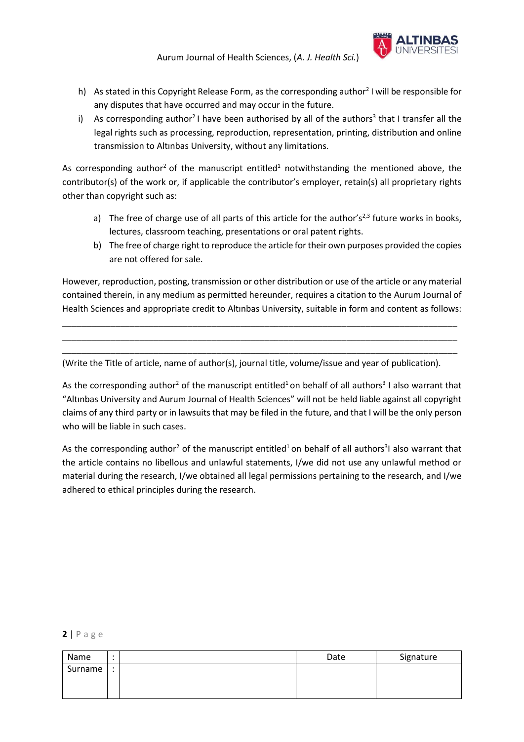h) As stated in this Copyright Release Form, as the corresponding author[2] I will be responsible for any disputes that have occurred and may occur in the future.

i) As corresponding author[2] I have been authorised by all of the authors[3] that I transfer all the legal rights such as processing, reproduction, representation, printing, distribution and online transmission to Altınbas University, without any limitations.

As corresponding author[2] of the manuscript entitled[1] notwithstanding the mentioned above, the contributor(s) of the work or, if applicable the contributor's employer, retain(s) all proprietary rights other than copyright such as:

a) The free of charge use of all parts of this article for the author's[2,3] future works in books, lectures, classroom teaching, presentations or oral patent rights.

b) The free of charge right to reproduce the article for their own purposes provided the copies are not offered for sale.

However, reproduction, posting, transmission or other distribution or use of the article or any material contained therein, in any medium as permitted hereunder, requires a citation to the Aurum Journal of Health Sciences and appropriate credit to Altınbas University, suitable in form and content as follows:

______________________________________________________________________________________

______________________________________________________________________________________

______________________________________________________________________________________

(Write the Title of article, name of author(s), journal title, volume/issue and year of publication).

As the corresponding author[2] of the manuscript entitled[1] on behalf of all authors[3] I also warrant that "Altınbas University and Aurum Journal of Health Sciences" will not be held liable against all copyright claims of any third party or in lawsuits that may be filed in the future, and that I will be the only person who will be liable in such cases.

As the corresponding author[2] of the manuscript entitled[1] on behalf of all authors[3] I also warrant that the article contains no libellous and unlawful statements, I/we did not use any unlawful method or material during the research, I/we obtained all legal permissions pertaining to the research, and I/we adhered to ethical principles during the research.

| Name | : | | Date | Signature |
|---|---|---|---|---|
| Surname | : | | | |